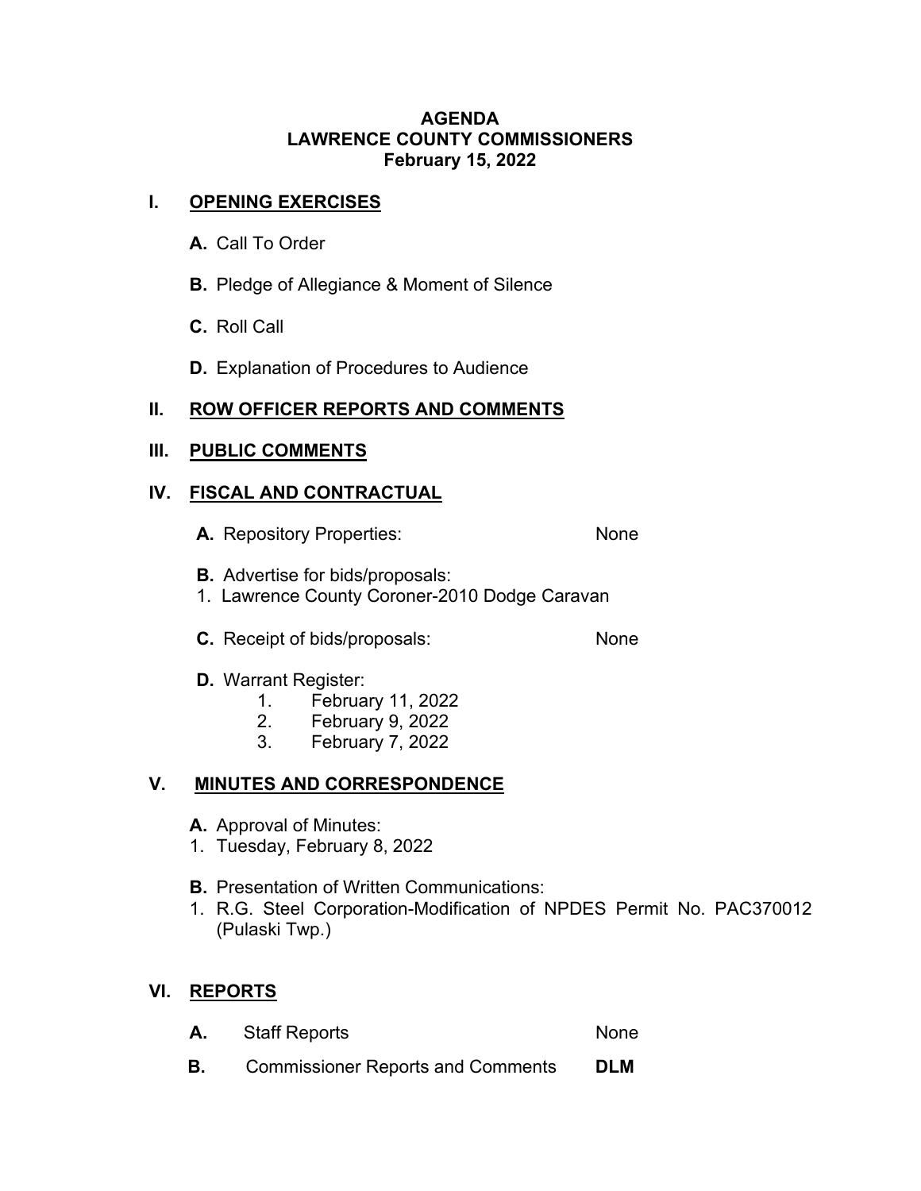# AGENDA
# LAWRENCE COUNTY COMMISSIONERS
## February 15, 2022

## I. OPENING EXERCISES

**A.** Call To Order

**B.** Pledge of Allegiance & Moment of Silence

**C.** Roll Call

**D.** Explanation of Procedures to Audience

## II. ROW OFFICER REPORTS AND COMMENTS

## III. PUBLIC COMMENTS

## IV. FISCAL AND CONTRACTUAL

**A.** Repository Properties: None

**B.** Advertise for bids/proposals:

1. Lawrence County Coroner-2010 Dodge Caravan

**C.** Receipt of bids/proposals: None

**D.** Warrant Register:

1. February 11, 2022
2. February 9, 2022
3. February 7, 2022

## V. MINUTES AND CORRESPONDENCE

**A.** Approval of Minutes:

1. Tuesday, February 8, 2022

**B.** Presentation of Written Communications:

1. R.G. Steel Corporation-Modification of NPDES Permit No. PAC370012 (Pulaski Twp.)

## VI. REPORTS

**A.** Staff Reports None

**B.** Commissioner Reports and Comments **DLM**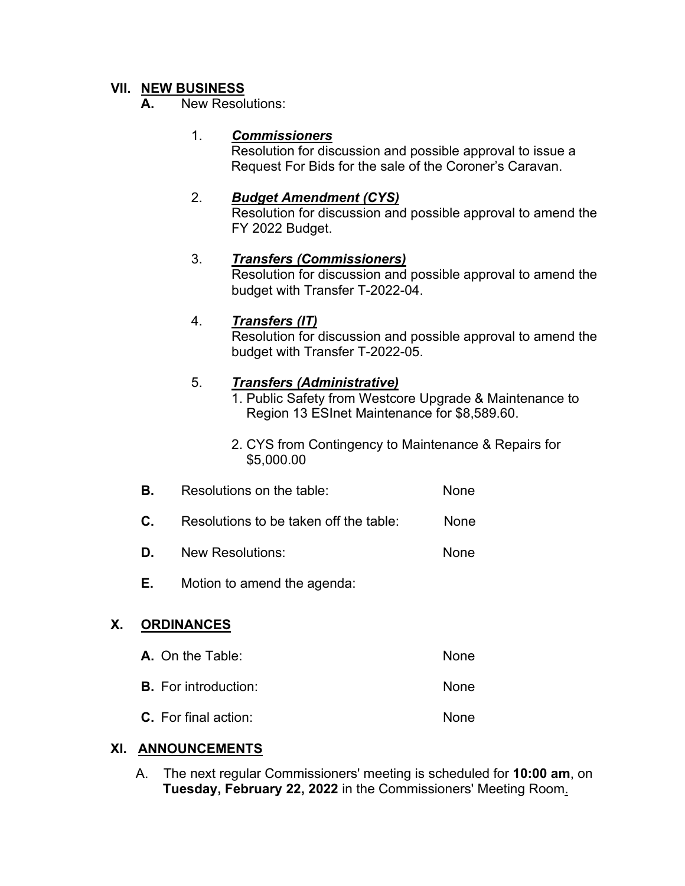## VII. NEW BUSINESS

**A.** New Resolutions:

1. ***Commissioners***
   Resolution for discussion and possible approval to issue a Request For Bids for the sale of the Coroner's Caravan.

2. ***Budget Amendment (CYS)***
   Resolution for discussion and possible approval to amend the FY 2022 Budget.

3. ***Transfers (Commissioners)***
   Resolution for discussion and possible approval to amend the budget with Transfer T-2022-04.

4. ***Transfers (IT)***
   Resolution for discussion and possible approval to amend the budget with Transfer T-2022-05.

5. ***Transfers (Administrative)***
   1. Public Safety from Westcore Upgrade & Maintenance to Region 13 ESInet Maintenance for $8,589.60.
   2. CYS from Contingency to Maintenance & Repairs for $5,000.00

**B.** Resolutions on the table: None

**C.** Resolutions to be taken off the table: None

**D.** New Resolutions: None

**E.** Motion to amend the agenda:

## X. ORDINANCES

**A.** On the Table: None

**B.** For introduction: None

**C.** For final action: None

## XI. ANNOUNCEMENTS

A. The next regular Commissioners' meeting is scheduled for **10:00 am**, on **Tuesday, February 22, 2022** in the Commissioners' Meeting Room.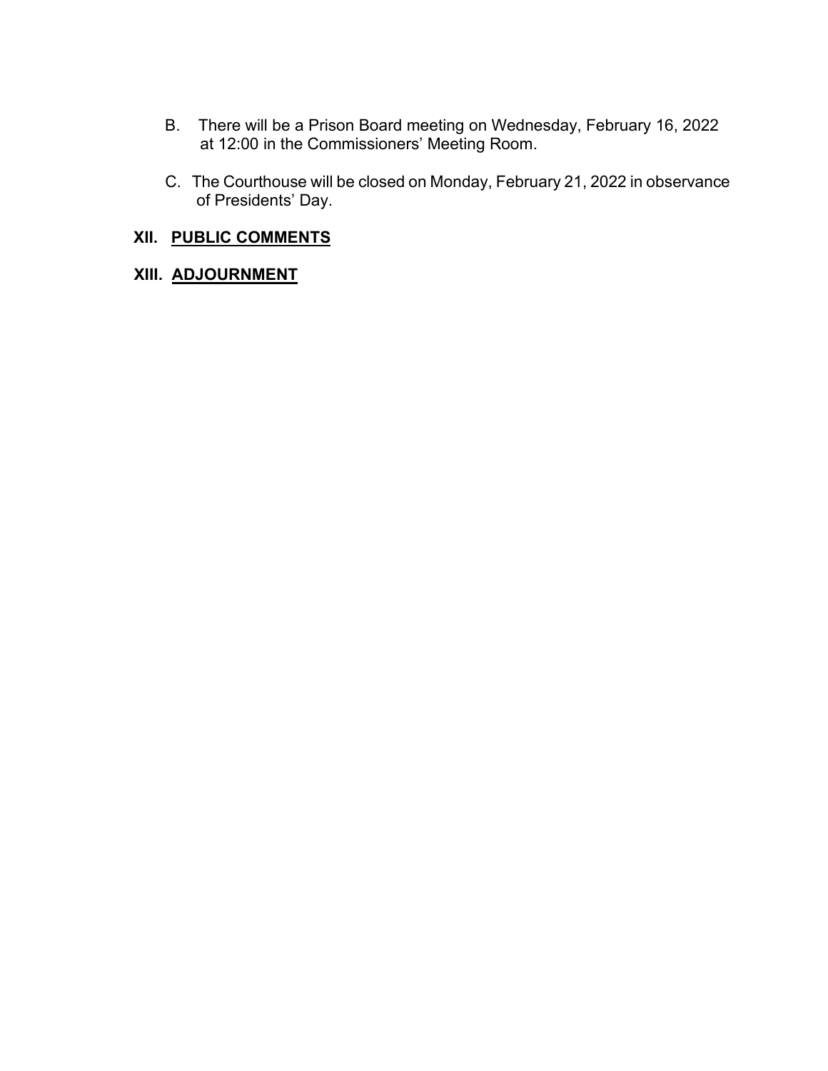B. There will be a Prison Board meeting on Wednesday, February 16, 2022 at 12:00 in the Commissioners' Meeting Room.

C. The Courthouse will be closed on Monday, February 21, 2022 in observance of Presidents' Day.

## XII. PUBLIC COMMENTS

## XIII. ADJOURNMENT